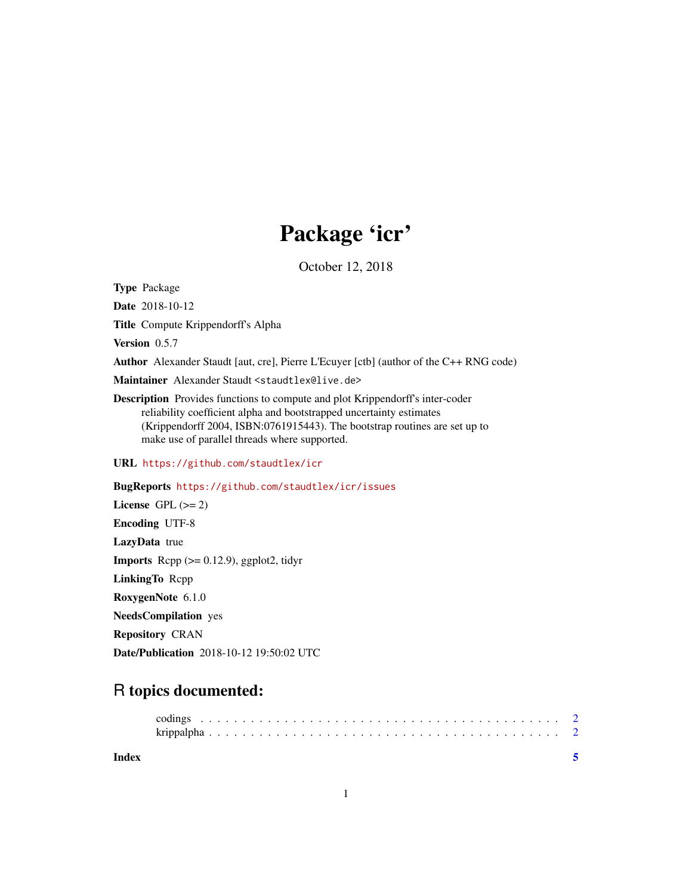# Package 'icr'

October 12, 2018

**Type** Package

**Date** 2018-10-12

**Title** Compute Krippendorff's Alpha

**Version** 0.5.7

**Author** Alexander Staudt [aut, cre], Pierre L'Ecuyer [ctb] (author of the C++ RNG code)

**Maintainer** Alexander Staudt <staudtlex@live.de>

**Description** Provides functions to compute and plot Krippendorff's inter-coder reliability coefficient alpha and bootstrapped uncertainty estimates (Krippendorff 2004, ISBN:0761915443). The bootstrap routines are set up to make use of parallel threads where supported.

**URL** https://github.com/staudtlex/icr

**BugReports** https://github.com/staudtlex/icr/issues

**License** GPL (>= 2)

**Encoding** UTF-8

**LazyData** true

**Imports** Rcpp (>= 0.12.9), ggplot2, tidyr

**LinkingTo** Rcpp

**RoxygenNote** 6.1.0

**NeedsCompilation** yes

**Repository** CRAN

**Date/Publication** 2018-10-12 19:50:02 UTC

## R topics documented:

codings . . . . . . . . . . . . . . . . . . . . . . . . . . . . . . . . . . . . . . . . . 2
krippalpha . . . . . . . . . . . . . . . . . . . . . . . . . . . . . . . . . . . . . . . 2

**Index** **5**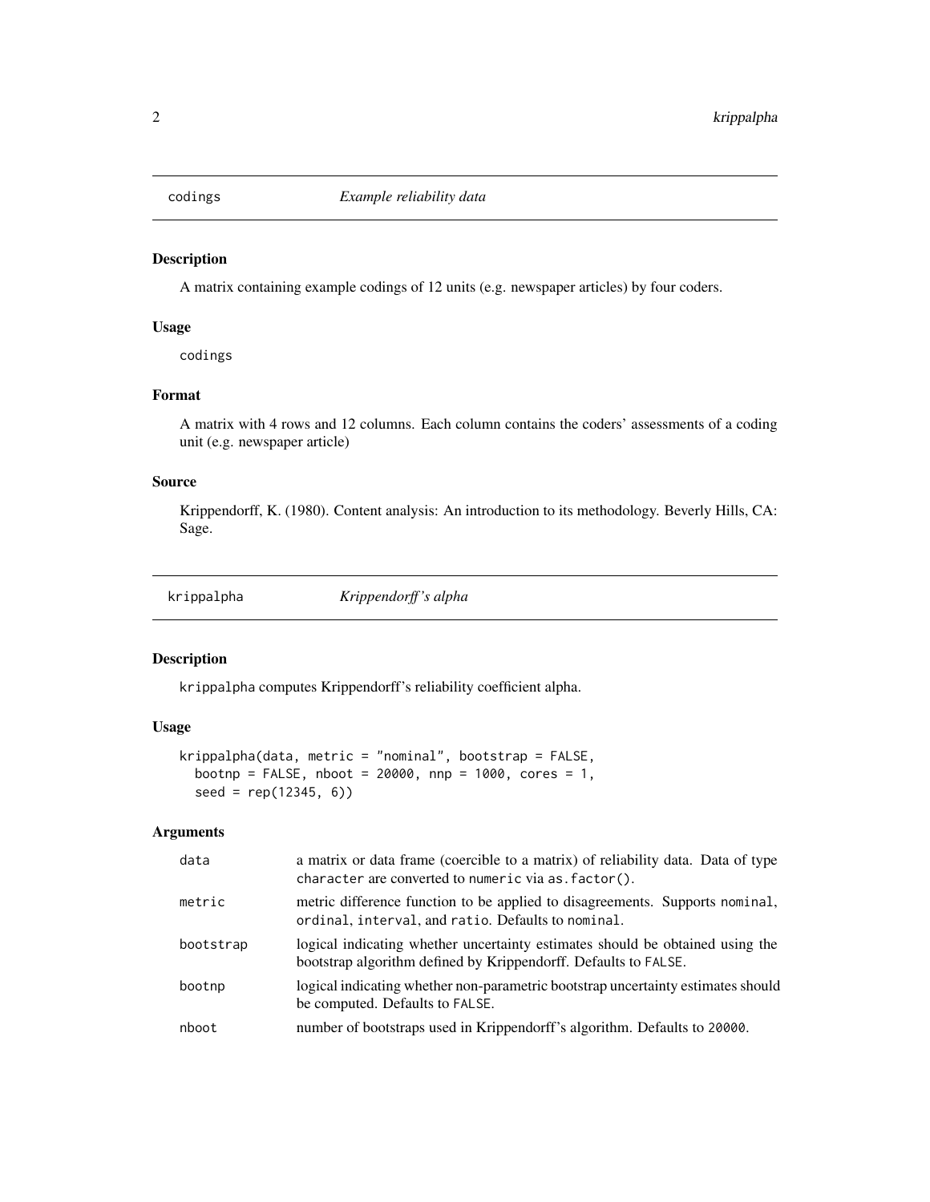## codings — *Example reliability data*

### Description

A matrix containing example codings of 12 units (e.g. newspaper articles) by four coders.

### Usage

```
codings
```

### Format

A matrix with 4 rows and 12 columns. Each column contains the coders' assessments of a coding unit (e.g. newspaper article)

### Source

Krippendorff, K. (1980). Content analysis: An introduction to its methodology. Beverly Hills, CA: Sage.

## krippalpha — *Krippendorff's alpha*

### Description

`krippalpha` computes Krippendorff's reliability coefficient alpha.

### Usage

```
krippalpha(data, metric = "nominal", bootstrap = FALSE,
  bootnp = FALSE, nboot = 20000, nnp = 1000, cores = 1,
  seed = rep(12345, 6))
```

### Arguments

| | |
|---|---|
| `data` | a matrix or data frame (coercible to a matrix) of reliability data. Data of type `character` are converted to `numeric` via `as.factor()`. |
| `metric` | metric difference function to be applied to disagreements. Supports `nominal`, `ordinal`, `interval`, and `ratio`. Defaults to `nominal`. |
| `bootstrap` | logical indicating whether uncertainty estimates should be obtained using the bootstrap algorithm defined by Krippendorff. Defaults to `FALSE`. |
| `bootnp` | logical indicating whether non-parametric bootstrap uncertainty estimates should be computed. Defaults to `FALSE`. |
| `nboot` | number of bootstraps used in Krippendorff's algorithm. Defaults to `20000`. |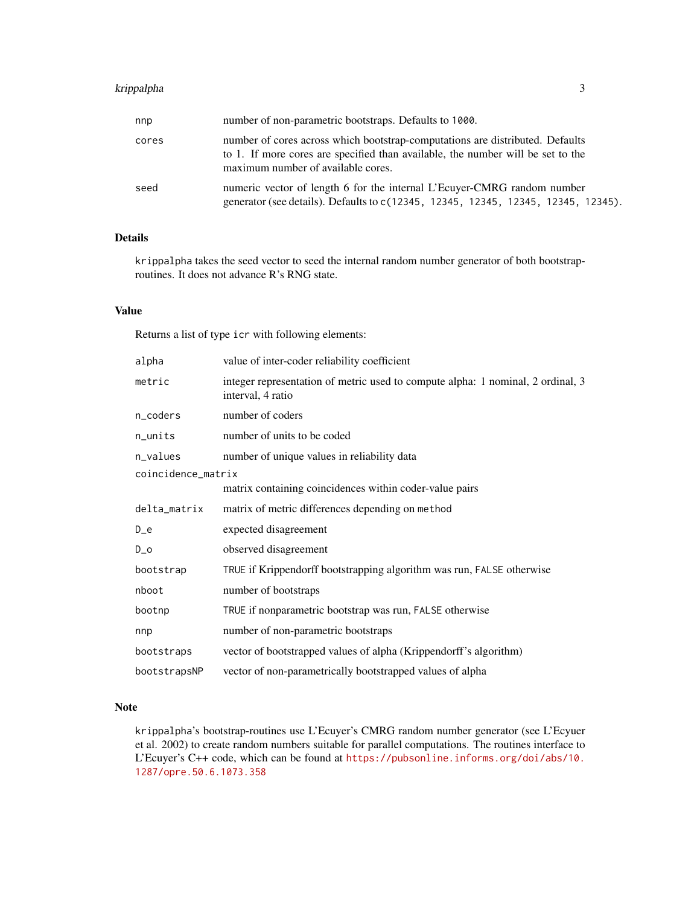| | |
|---|---|
| `nnp` | number of non-parametric bootstraps. Defaults to `1000`. |
| `cores` | number of cores across which bootstrap-computations are distributed. Defaults to 1. If more cores are specified than available, the number will be set to the maximum number of available cores. |
| `seed` | numeric vector of length 6 for the internal L'Ecuyer-CMRG random number generator (see details). Defaults to `c(12345, 12345, 12345, 12345, 12345, 12345)`. |

## Details

`krippalpha` takes the seed vector to seed the internal random number generator of both bootstrap-routines. It does not advance R's RNG state.

## Value

Returns a list of type `icr` with following elements:

| | |
|---|---|
| `alpha` | value of inter-coder reliability coefficient |
| `metric` | integer representation of metric used to compute alpha: 1 nominal, 2 ordinal, 3 interval, 4 ratio |
| `n_coders` | number of coders |
| `n_units` | number of units to be coded |
| `n_values` | number of unique values in reliability data |
| `coincidence_matrix` | matrix containing coincidences within coder-value pairs |
| `delta_matrix` | matrix of metric differences depending on `method` |
| `D_e` | expected disagreement |
| `D_o` | observed disagreement |
| `bootstrap` | `TRUE` if Krippendorff bootstrapping algorithm was run, `FALSE` otherwise |
| `nboot` | number of bootstraps |
| `bootnp` | `TRUE` if nonparametric bootstrap was run, `FALSE` otherwise |
| `nnp` | number of non-parametric bootstraps |
| `bootstraps` | vector of bootstrapped values of alpha (Krippendorff's algorithm) |
| `bootstrapsNP` | vector of non-parametrically bootstrapped values of alpha |

## Note

`krippalpha`'s bootstrap-routines use L'Ecuyer's CMRG random number generator (see L'Ecyuer et al. 2002) to create random numbers suitable for parallel computations. The routines interface to L'Ecuyer's C++ code, which can be found at https://pubsonline.informs.org/doi/abs/10.1287/opre.50.6.1073.358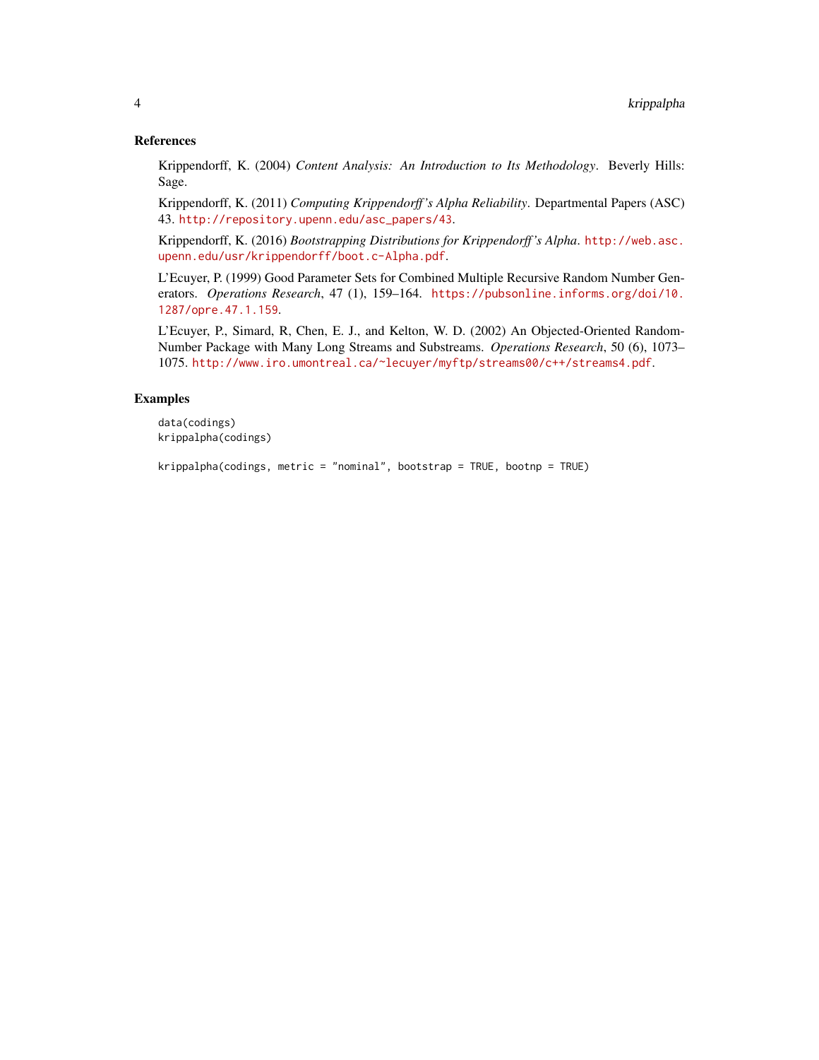## References

Krippendorff, K. (2004) *Content Analysis: An Introduction to Its Methodology*. Beverly Hills: Sage.

Krippendorff, K. (2011) *Computing Krippendorff's Alpha Reliability*. Departmental Papers (ASC) 43. http://repository.upenn.edu/asc_papers/43.

Krippendorff, K. (2016) *Bootstrapping Distributions for Krippendorff's Alpha*. http://web.asc.upenn.edu/usr/krippendorff/boot.c-Alpha.pdf.

L'Ecuyer, P. (1999) Good Parameter Sets for Combined Multiple Recursive Random Number Generators. *Operations Research*, 47 (1), 159–164. https://pubsonline.informs.org/doi/10.1287/opre.47.1.159.

L'Ecuyer, P., Simard, R, Chen, E. J., and Kelton, W. D. (2002) An Objected-Oriented Random-Number Package with Many Long Streams and Substreams. *Operations Research*, 50 (6), 1073–1075. http://www.iro.umontreal.ca/~lecuyer/myftp/streams00/c++/streams4.pdf.

## Examples

```
data(codings)
krippalpha(codings)

krippalpha(codings, metric = "nominal", bootstrap = TRUE, bootnp = TRUE)
```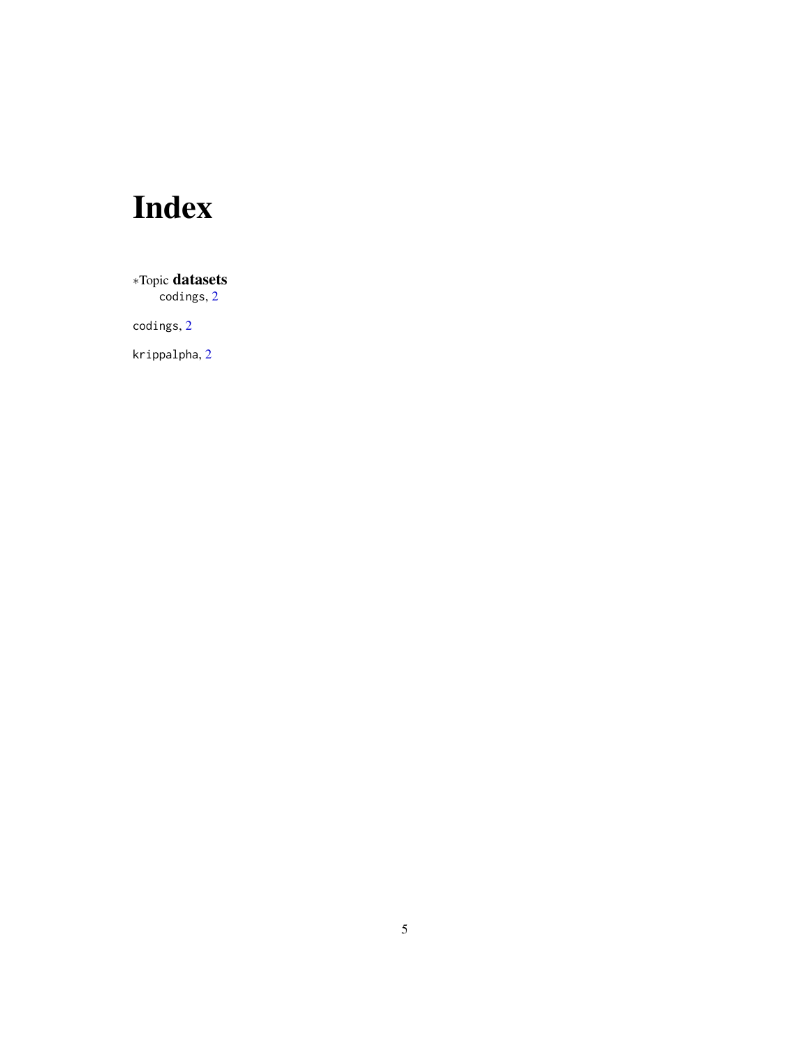# Index

*Topic **datasets**

    codings, 2

codings, 2

krippalpha, 2